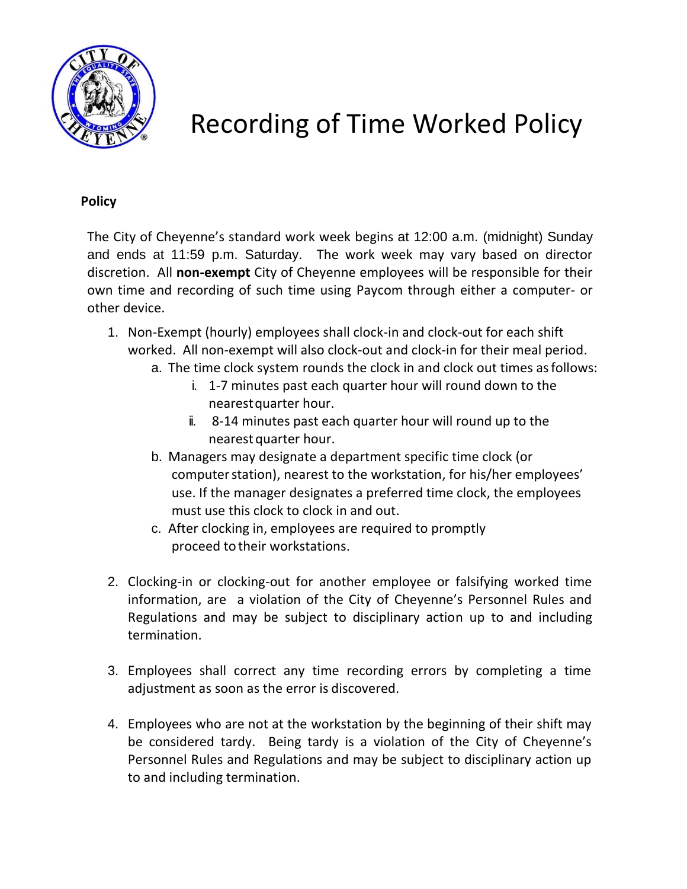# Recording of Time Worked Policy

**Policy**

The City of Cheyenne's standard work week begins at 12:00 a.m. (midnight) Sunday and ends at 11:59 p.m. Saturday. The work week may vary based on director discretion. All **non-exempt** City of Cheyenne employees will be responsible for their own time and recording of such time using Paycom through either a computer- or other device.

1. Non-Exempt (hourly) employees shall clock-in and clock-out for each shift worked. All non-exempt will also clock-out and clock-in for their meal period.
   a. The time clock system rounds the clock in and clock out times as follows:
      i. 1-7 minutes past each quarter hour will round down to the nearest quarter hour.
      ii. 8-14 minutes past each quarter hour will round up to the nearest quarter hour.
   b. Managers may designate a department specific time clock (or computer station), nearest to the workstation, for his/her employees' use. If the manager designates a preferred time clock, the employees must use this clock to clock in and out.
   c. After clocking in, employees are required to promptly proceed to their workstations.

2. Clocking-in or clocking-out for another employee or falsifying worked time information, are a violation of the City of Cheyenne's Personnel Rules and Regulations and may be subject to disciplinary action up to and including termination.

3. Employees shall correct any time recording errors by completing a time adjustment as soon as the error is discovered.

4. Employees who are not at the workstation by the beginning of their shift may be considered tardy. Being tardy is a violation of the City of Cheyenne's Personnel Rules and Regulations and may be subject to disciplinary action up to and including termination.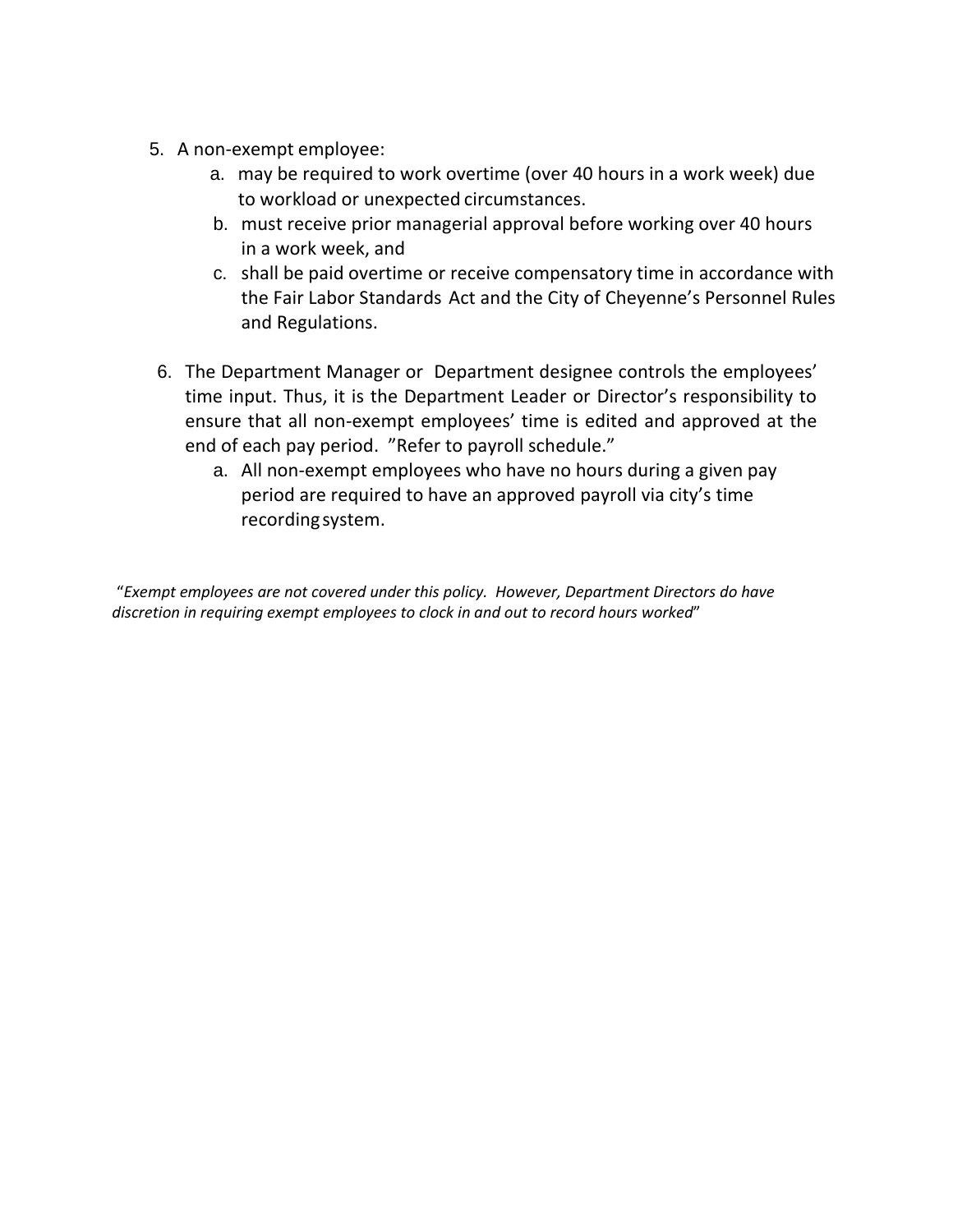5. A non-exempt employee:
    a. may be required to work overtime (over 40 hours in a work week) due to workload or unexpected circumstances.
    b. must receive prior managerial approval before working over 40 hours in a work week, and
    c. shall be paid overtime or receive compensatory time in accordance with the Fair Labor Standards Act and the City of Cheyenne's Personnel Rules and Regulations.

6. The Department Manager or Department designee controls the employees' time input. Thus, it is the Department Leader or Director's responsibility to ensure that all non-exempt employees' time is edited and approved at the end of each pay period. "Refer to payroll schedule."
    a. All non-exempt employees who have no hours during a given pay period are required to have an approved payroll via city's time recording system.

"*Exempt employees are not covered under this policy. However, Department Directors do have discretion in requiring exempt employees to clock in and out to record hours worked*"